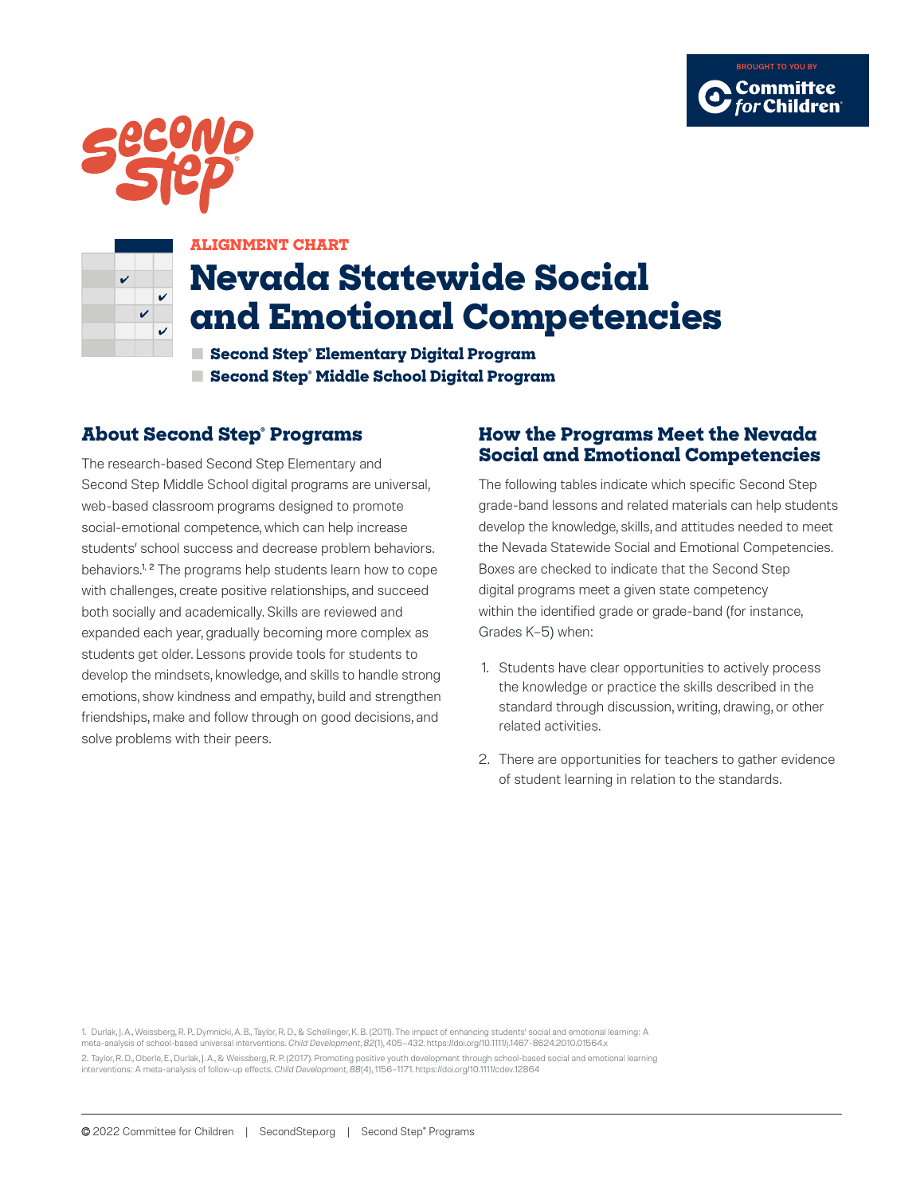BROUGHT TO YOU BY Committee for Children

Second Step

ALIGNMENT CHART

# Nevada Statewide Social and Emotional Competencies

- **Second Step® Elementary Digital Program**
- **Second Step® Middle School Digital Program**

## About Second Step® Programs

The research-based Second Step Elementary and Second Step Middle School digital programs are universal, web-based classroom programs designed to promote social-emotional competence, which can help increase students' school success and decrease problem behaviors. behaviors.[1, 2] The programs help students learn how to cope with challenges, create positive relationships, and succeed both socially and academically. Skills are reviewed and expanded each year, gradually becoming more complex as students get older. Lessons provide tools for students to develop the mindsets, knowledge, and skills to handle strong emotions, show kindness and empathy, build and strengthen friendships, make and follow through on good decisions, and solve problems with their peers.

## How the Programs Meet the Nevada Social and Emotional Competencies

The following tables indicate which specific Second Step grade-band lessons and related materials can help students develop the knowledge, skills, and attitudes needed to meet the Nevada Statewide Social and Emotional Competencies. Boxes are checked to indicate that the Second Step digital programs meet a given state competency within the identified grade or grade-band (for instance, Grades K–5) when:

1. Students have clear opportunities to actively process the knowledge or practice the skills described in the standard through discussion, writing, drawing, or other related activities.
2. There are opportunities for teachers to gather evidence of student learning in relation to the standards.

1. Durlak, J. A., Weissberg, R. P., Dymnicki, A. B., Taylor, R. D., & Schellinger, K. B. (2011). The impact of enhancing students' social and emotional learning: A meta-analysis of school-based universal interventions. *Child Development*, *82*(1), 405–432. https://doi.org/10.1111/j.1467-8624.2010.01564.x

2. Taylor, R. D., Oberle, E., Durlak, J. A., & Weissberg, R. P. (2017). Promoting positive youth development through school-based social and emotional learning interventions: A meta-analysis of follow-up effects. *Child Development*, *88*(4), 1156–1171. https://doi.org/10.1111/cdev.12864

© 2022 Committee for Children | SecondStep.org | Second Step® Programs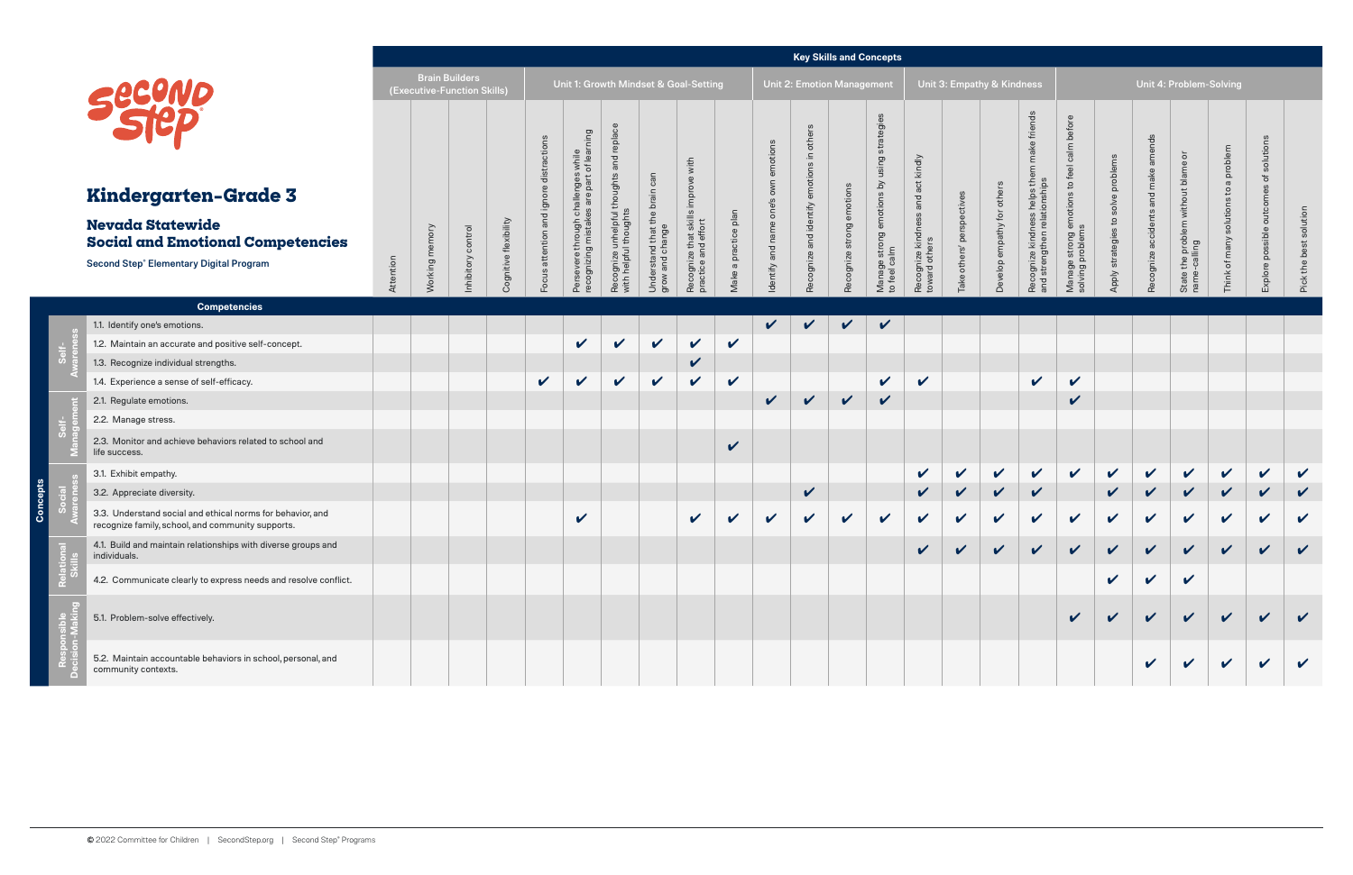# Kindergarten–Grade 3

## Nevada Statewide Social and Emotional Competencies

**Second Step® Elementary Digital Program**

| | | **Key Skills and Concepts** | | | | | | | | | | | | | | | | | | | | | | | | |
|---|---|---|---|---|---|---|---|---|---|---|---|---|---|---|---|---|---|---|---|---|---|---|---|---|---|---|
| | | **Brain Builders (Executive-Function Skills)** | | | | **Unit 1: Growth Mindset & Goal-Setting** | | | | | | **Unit 2: Emotion Management** | | | | **Unit 3: Empathy & Kindness** | | | | **Unit 4: Problem-Solving** | | | | | | |
| **Concepts** | **Competencies** | Attention | Working memory | Inhibitory control | Cognitive flexibility | Focus attention and ignore distractions | Persevere through challenges while recognizing mistakes are part of learning | Recognize unhelpful thoughts and replace with helpful thoughts | Understand that the brain can grow and change | Recognize that skills improve with practice and effort | Make a practice plan | Identify and name one's own emotions | Recognize and identify emotions in others | Recognize strong emotions | Manage strong emotions by using strategies to feel calm | Recognize kindness and act kindly toward others | Take others' perspectives | Develop empathy for others | Recognize kindness helps them make friends and strengthen relationships | Manage strong emotions to feel calm before solving problems | Apply strategies to solve problems | Recognize accidents and make amends | State the problem without blame or name-calling | Think of many solutions to a problem | Explore possible outcomes of solutions | Pick the best solution |
| Self-Awareness | 1.1. Identify one's emotions. | | | | | | | | | | | ✔ | ✔ | ✔ | ✔ | | | | | | | | | | | |
| Self-Awareness | 1.2. Maintain an accurate and positive self-concept. | | | | | | ✔ | ✔ | ✔ | ✔ | ✔ | | | | | | | | | | | | | | | |
| Self-Awareness | 1.3. Recognize individual strengths. | | | | | | | | | ✔ | | | | | | | | | | | | | | | | |
| Self-Awareness | 1.4. Experience a sense of self-efficacy. | | | | | ✔ | ✔ | ✔ | ✔ | ✔ | ✔ | | | | ✔ | ✔ | | | ✔ | ✔ | | | | | | |
| Self-Management | 2.1. Regulate emotions. | | | | | | | | | | | ✔ | ✔ | ✔ | ✔ | | | | | ✔ | | | | | | |
| Self-Management | 2.2. Manage stress. | | | | | | | | | | | | | | | | | | | | | | | | | |
| Self-Management | 2.3. Monitor and achieve behaviors related to school and life success. | | | | | | | | | | ✔ | | | | | | | | | | | | | | | |
| Social Awareness | 3.1. Exhibit empathy. | | | | | | | | | | | | | | | ✔ | ✔ | ✔ | ✔ | ✔ | ✔ | ✔ | ✔ | ✔ | ✔ | ✔ |
| Social Awareness | 3.2. Appreciate diversity. | | | | | | | | | | | | ✔ | | | ✔ | ✔ | ✔ | ✔ | | ✔ | ✔ | ✔ | ✔ | ✔ | ✔ |
| Social Awareness | 3.3. Understand social and ethical norms for behavior, and recognize family, school, and community supports. | | | | | | ✔ | | | ✔ | ✔ | ✔ | ✔ | ✔ | ✔ | ✔ | ✔ | ✔ | ✔ | ✔ | ✔ | ✔ | ✔ | ✔ | ✔ | ✔ |
| Relational Skills | 4.1. Build and maintain relationships with diverse groups and individuals. | | | | | | | | | | | | | | | ✔ | ✔ | ✔ | ✔ | ✔ | ✔ | ✔ | ✔ | ✔ | ✔ | ✔ |
| Relational Skills | 4.2. Communicate clearly to express needs and resolve conflict. | | | | | | | | | | | | | | | | | | | | ✔ | ✔ | ✔ | | | |
| Responsible Decision-Making | 5.1. Problem-solve effectively. | | | | | | | | | | | | | | | | | | | ✔ | ✔ | ✔ | ✔ | ✔ | ✔ | ✔ |
| Responsible Decision-Making | 5.2. Maintain accountable behaviors in school, personal, and community contexts. | | | | | | | | | | | | | | | | | | | | | ✔ | ✔ | ✔ | ✔ | ✔ |

© 2022 Committee for Children | SecondStep.org | Second Step® Programs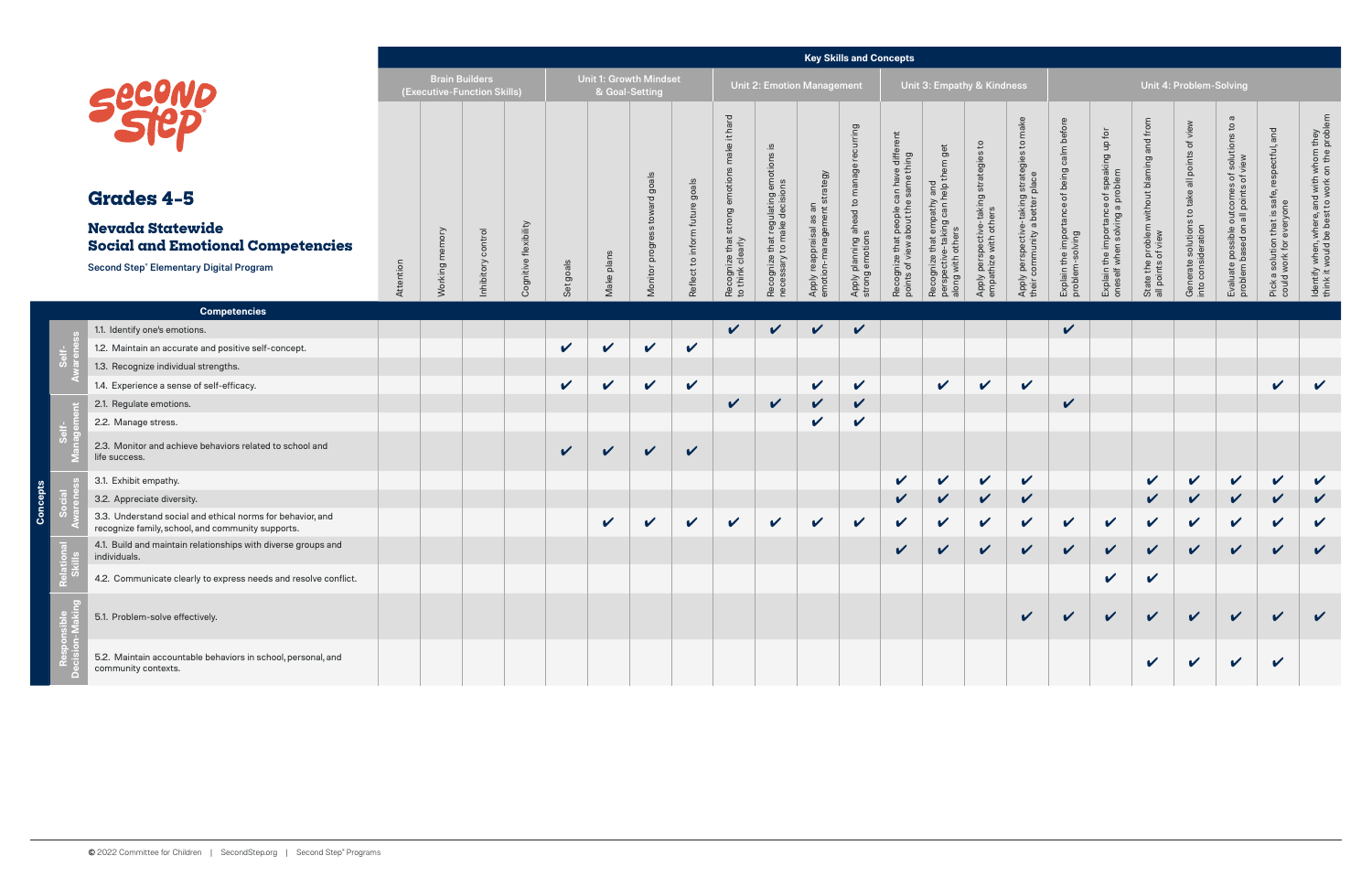# Grades 4–5

## Nevada Statewide Social and Emotional Competencies

Second Step® Elementary Digital Program

| | | Key Skills and Concepts | | | | | | | | | | | | | | | | | | | | | | |
|---|---|---|---|---|---|---|---|---|---|---|---|---|---|---|---|---|---|---|---|---|---|---|---|---|
| | | Brain Builders (Executive-Function Skills) | | | | Unit 1: Growth Mindset & Goal-Setting | | | | Unit 2: Emotion Management | | | | Unit 3: Empathy & Kindness | | | | Unit 4: Problem-Solving | | | | | | |
| | Competencies | Attention | Working memory | Inhibitory control | Cognitive flexibility | Set goals | Make plans | Monitor progress toward goals | Reflect to inform future goals | Recognize that strong emotions make it hard to think clearly | Recognize that regulating emotions is necessary to make decisions | Apply reappraisal as an emotion-management strategy | Apply planning ahead to manage recurring strong emotions | Recognize that people can have different points of view about the same thing | Recognize that empathy and perspective-taking can help them get along with others | Apply perspective-taking strategies to empathize with others | Apply perspective-taking strategies to make their community a better place | Explain the importance of being calm before problem-solving | Explain the importance of speaking up for oneself when solving a problem | State the problem without blaming and from all points of view | Generate solutions to take all points of view into consideration | Evaluate possible outcomes of solutions to a problem based on all points of view | Pick a solution that is safe, respectful, and could work for everyone | Identify when, where, and with whom they think it would be best to work on the problem |
| Self-Awareness | 1.1. Identify one's emotions. | | | | | | | | | ✔ | ✔ | ✔ | ✔ | | | | | ✔ | | | | | | |
| | 1.2. Maintain an accurate and positive self-concept. | | | | | ✔ | ✔ | ✔ | ✔ | | | | | | | | | | | | | | | |
| | 1.3. Recognize individual strengths. | | | | | | | | | | | | | | | | | | | | | | | |
| | 1.4. Experience a sense of self-efficacy. | | | | | ✔ | ✔ | ✔ | ✔ | | | ✔ | ✔ | | ✔ | ✔ | ✔ | | | | | | ✔ | ✔ |
| Self-Management | 2.1. Regulate emotions. | | | | | | | | | ✔ | ✔ | ✔ | ✔ | | | | | ✔ | | | | | | |
| | 2.2. Manage stress. | | | | | | | | | | | ✔ | ✔ | | | | | | | | | | | |
| | 2.3. Monitor and achieve behaviors related to school and life success. | | | | | ✔ | ✔ | ✔ | ✔ | | | | | | | | | | | | | | | |
| Social Awareness | 3.1. Exhibit empathy. | | | | | | | | | | | | | ✔ | ✔ | ✔ | ✔ | | | ✔ | ✔ | ✔ | ✔ | ✔ |
| | 3.2. Appreciate diversity. | | | | | | | | | | | | | ✔ | ✔ | ✔ | ✔ | | | ✔ | ✔ | ✔ | ✔ | ✔ |
| | 3.3. Understand social and ethical norms for behavior, and recognize family, school, and community supports. | | | | | | ✔ | ✔ | ✔ | ✔ | ✔ | ✔ | ✔ | ✔ | ✔ | ✔ | ✔ | ✔ | ✔ | ✔ | ✔ | ✔ | ✔ | ✔ |
| Relational Skills | 4.1. Build and maintain relationships with diverse groups and individuals. | | | | | | | | | | | | | ✔ | ✔ | ✔ | ✔ | ✔ | ✔ | ✔ | ✔ | ✔ | ✔ | ✔ |
| | 4.2. Communicate clearly to express needs and resolve conflict. | | | | | | | | | | | | | | | | | | ✔ | ✔ | | | | |
| Responsible Decision-Making | 5.1. Problem-solve effectively. | | | | | | | | | | | | | | | | ✔ | ✔ | ✔ | ✔ | ✔ | ✔ | ✔ | ✔ |
| | 5.2. Maintain accountable behaviors in school, personal, and community contexts. | | | | | | | | | | | | | | | | | | | ✔ | ✔ | ✔ | ✔ | |

© 2022 Committee for Children | SecondStep.org | Second Step® Programs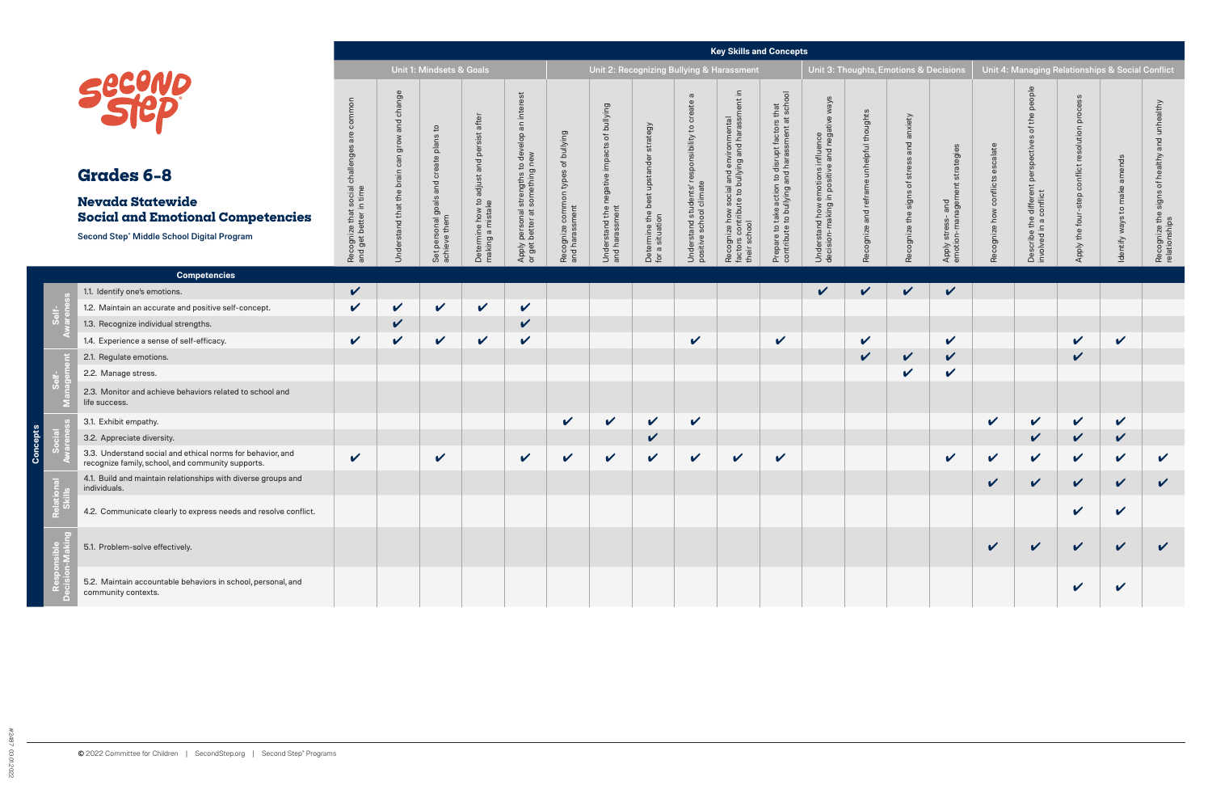# Second Step

## Grades 6-8

## Nevada Statewide Social and Emotional Competencies

**Second Step® Middle School Digital Program**

**Key Skills and Concepts**

| Concepts | Competencies | Unit 1: Mindsets & Goals | | | | | Unit 2: Recognizing Bullying & Harassment | | | | | | Unit 3: Thoughts, Emotions & Decisions | | | | Unit 4: Managing Relationships & Social Conflict | | | | |
|---|---|---|---|---|---|---|---|---|---|---|---|---|---|---|---|---|---|---|---|---|---|
| | | Recognize that social challenges are common and get better in time | Understand that the brain can grow and change | Set personal goals and create plans to achieve them | Determine how to adjust and persist after making a mistake | Apply personal strengths to develop an interest or get better at something new | Recognize common types of bullying and harassment | Understand the negative impacts of bullying and harassment | Determine the best upstander strategy for a situation | Understand students' responsibility to create a positive school climate | Recognize how social and environmental factors contribute to bullying and harassment in their school | Prepare to take action to disrupt factors that contribute to bullying and harassment at school | Understand how emotions influence decision-making in positive and negative ways | Recognize and reframe unhelpful thoughts | Recognize the signs of stress and anxiety | Apply stress- and emotion-management strategies | Recognize how conflicts escalate | Describe the different perspectives of the people involved in a conflict | Apply the four-step conflict resolution process | Identify ways to make amends | Recognize the signs of healthy and unhealthy relationships |
| Self-Awareness | 1.1. Identify one's emotions. | ✔ | | | | | | | | | | | ✔ | ✔ | ✔ | ✔ | | | | | |
| Self-Awareness | 1.2. Maintain an accurate and positive self-concept. | ✔ | ✔ | ✔ | ✔ | ✔ | | | | | | | | | | | | | | | |
| Self-Awareness | 1.3. Recognize individual strengths. | | ✔ | | | ✔ | | | | | | | | | | | | | | | |
| Self-Awareness | 1.4. Experience a sense of self-efficacy. | ✔ | ✔ | ✔ | ✔ | ✔ | | | | ✔ | | ✔ | | ✔ | | ✔ | | | ✔ | ✔ | |
| Self-Management | 2.1. Regulate emotions. | | | | | | | | | | | | | ✔ | ✔ | ✔ | | | ✔ | | |
| Self-Management | 2.2. Manage stress. | | | | | | | | | | | | | | ✔ | ✔ | | | | | |
| Self-Management | 2.3. Monitor and achieve behaviors related to school and life success. | | | | | | | | | | | | | | | | | | | | |
| Social Awareness | 3.1. Exhibit empathy. | | | | | | ✔ | ✔ | ✔ | ✔ | | | | | | | ✔ | ✔ | ✔ | ✔ | |
| Social Awareness | 3.2. Appreciate diversity. | | | | | | | | ✔ | | | | | | | | | ✔ | ✔ | ✔ | |
| Social Awareness | 3.3. Understand social and ethical norms for behavior, and recognize family, school, and community supports. | ✔ | | ✔ | | ✔ | ✔ | ✔ | ✔ | ✔ | ✔ | ✔ | | | | ✔ | ✔ | ✔ | ✔ | ✔ | ✔ |
| Relational Skills | 4.1. Build and maintain relationships with diverse groups and individuals. | | | | | | | | | | | | | | | | ✔ | ✔ | ✔ | ✔ | ✔ |
| Relational Skills | 4.2. Communicate clearly to express needs and resolve conflict. | | | | | | | | | | | | | | | | | | ✔ | ✔ | |
| Responsible Decision-Making | 5.1. Problem-solve effectively. | | | | | | | | | | | | | | | | ✔ | ✔ | ✔ | ✔ | ✔ |
| Responsible Decision-Making | 5.2. Maintain accountable behaviors in school, personal, and community contexts. | | | | | | | | | | | | | | | | | | ✔ | ✔ | |